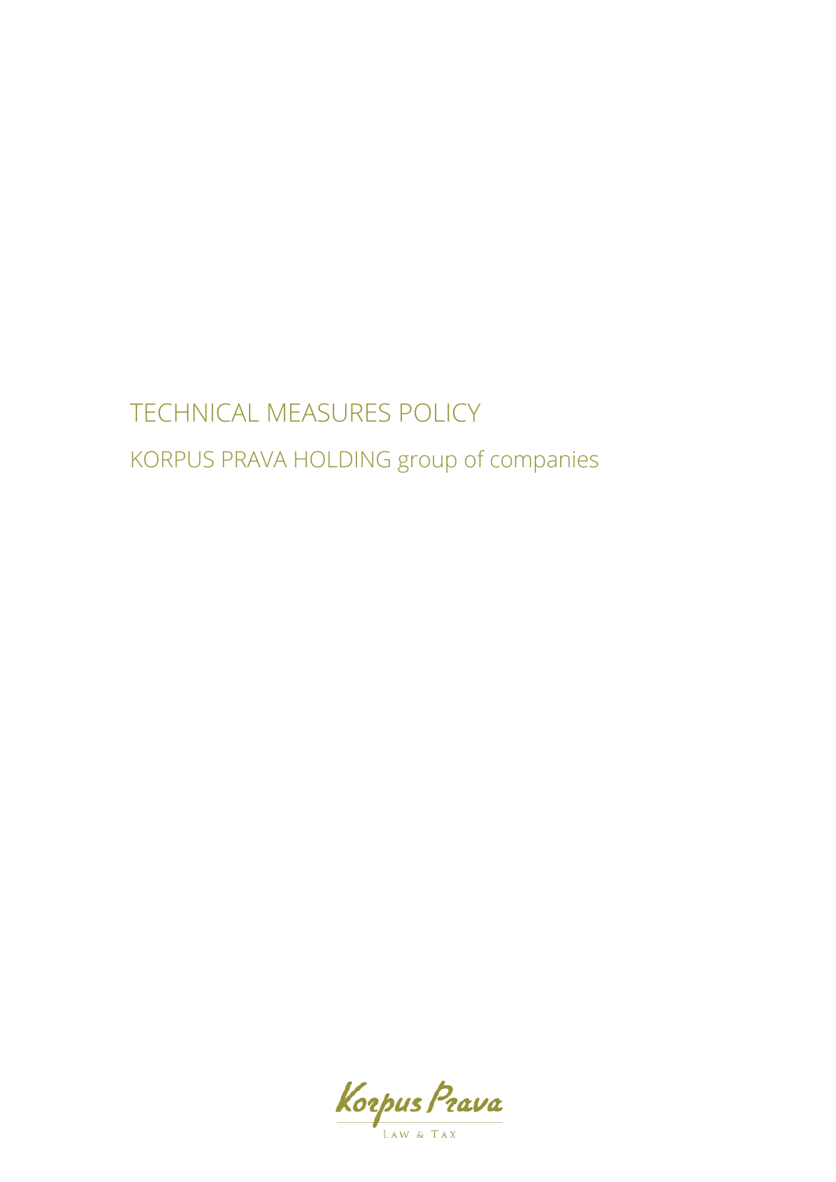# TECHNICAL MEASURES POLICY

## KORPUS PRAVA HOLDING group of companies

Korpus Prava

Law & Tax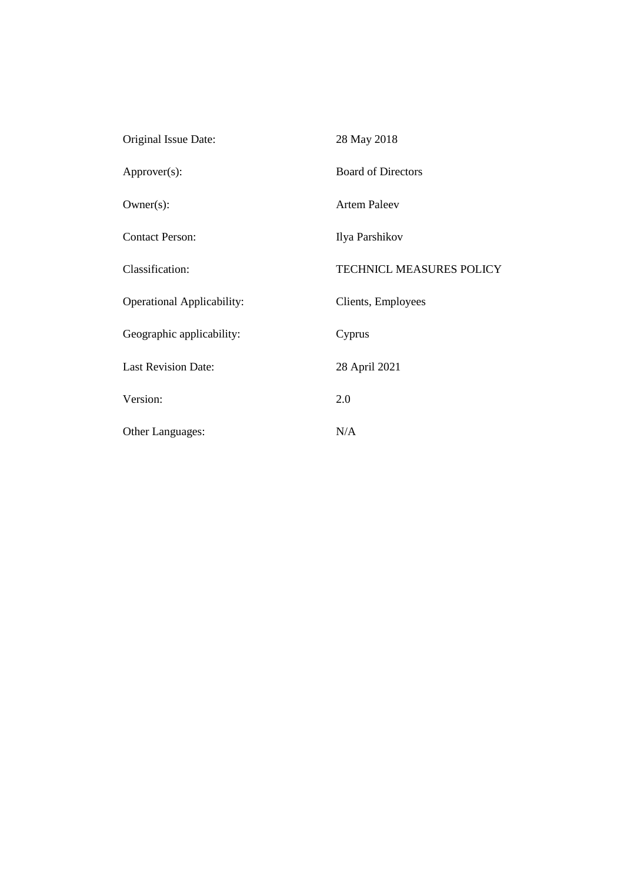| | |
|---|---|
| Original Issue Date: | 28 May 2018 |
| Approver(s): | Board of Directors |
| Owner(s): | Artem Paleev |
| Contact Person: | Ilya Parshikov |
| Classification: | TECHNICL MEASURES POLICY |
| Operational Applicability: | Clients, Employees |
| Geographic applicability: | Cyprus |
| Last Revision Date: | 28 April 2021 |
| Version: | 2.0 |
| Other Languages: | N/A |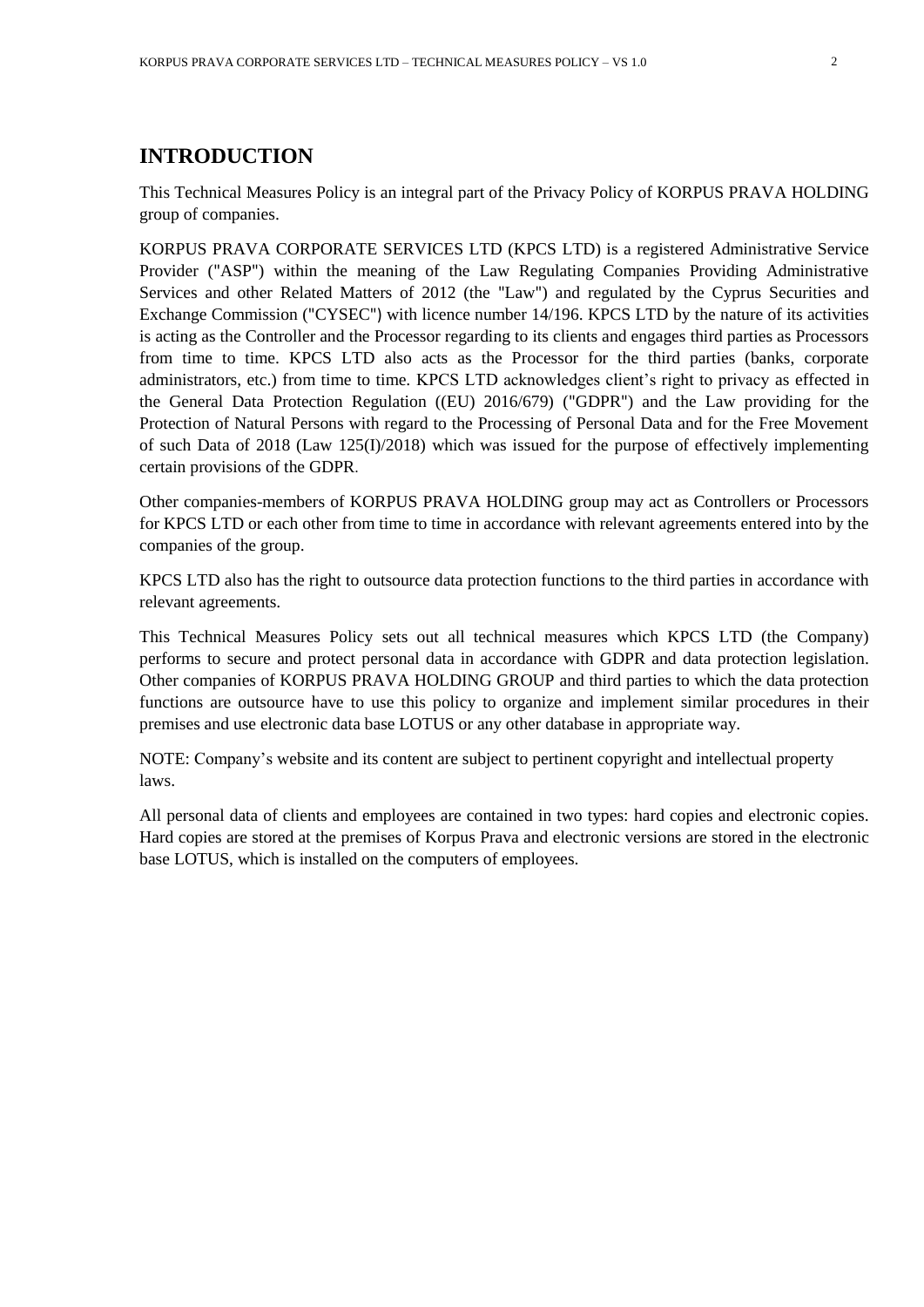# INTRODUCTION

This Technical Measures Policy is an integral part of the Privacy Policy of KORPUS PRAVA HOLDING group of companies.

KORPUS PRAVA CORPORATE SERVICES LTD (KPCS LTD) is a registered Administrative Service Provider ("ASP") within the meaning of the Law Regulating Companies Providing Administrative Services and other Related Matters of 2012 (the "Law") and regulated by the Cyprus Securities and Exchange Commission ("CYSEC") with licence number 14/196. KPCS LTD by the nature of its activities is acting as the Controller and the Processor regarding to its clients and engages third parties as Processors from time to time. KPCS LTD also acts as the Processor for the third parties (banks, corporate administrators, etc.) from time to time. KPCS LTD acknowledges client's right to privacy as effected in the General Data Protection Regulation ((EU) 2016/679) ("GDPR") and the Law providing for the Protection of Natural Persons with regard to the Processing of Personal Data and for the Free Movement of such Data of 2018 (Law 125(I)/2018) which was issued for the purpose of effectively implementing certain provisions of the GDPR.

Other companies-members of KORPUS PRAVA HOLDING group may act as Controllers or Processors for KPCS LTD or each other from time to time in accordance with relevant agreements entered into by the companies of the group.

KPCS LTD also has the right to outsource data protection functions to the third parties in accordance with relevant agreements.

This Technical Measures Policy sets out all technical measures which KPCS LTD (the Company) performs to secure and protect personal data in accordance with GDPR and data protection legislation. Other companies of KORPUS PRAVA HOLDING GROUP and third parties to which the data protection functions are outsource have to use this policy to organize and implement similar procedures in their premises and use electronic data base LOTUS or any other database in appropriate way.

NOTE: Company's website and its content are subject to pertinent copyright and intellectual property laws.

All personal data of clients and employees are contained in two types: hard copies and electronic copies. Hard copies are stored at the premises of Korpus Prava and electronic versions are stored in the electronic base LOTUS, which is installed on the computers of employees.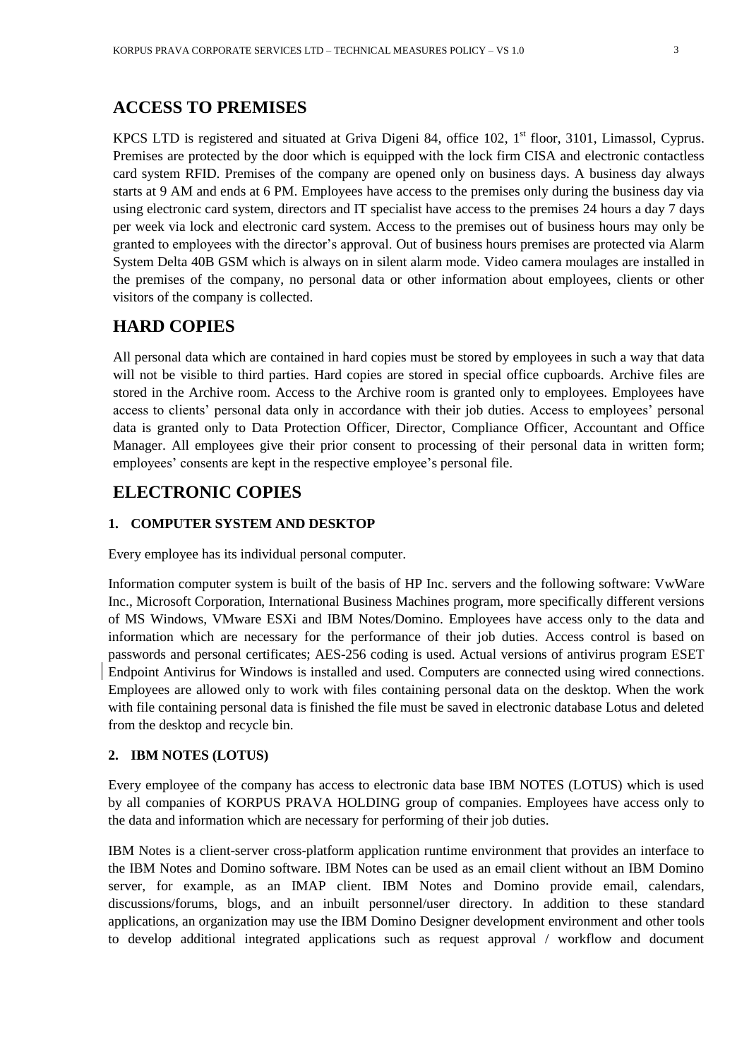## ACCESS TO PREMISES

KPCS LTD is registered and situated at Griva Digeni 84, office 102, 1st floor, 3101, Limassol, Cyprus. Premises are protected by the door which is equipped with the lock firm CISA and electronic contactless card system RFID. Premises of the company are opened only on business days. A business day always starts at 9 AM and ends at 6 PM. Employees have access to the premises only during the business day via using electronic card system, directors and IT specialist have access to the premises 24 hours a day 7 days per week via lock and electronic card system. Access to the premises out of business hours may only be granted to employees with the director's approval. Out of business hours premises are protected via Alarm System Delta 40B GSM which is always on in silent alarm mode. Video camera moulages are installed in the premises of the company, no personal data or other information about employees, clients or other visitors of the company is collected.

## HARD COPIES

All personal data which are contained in hard copies must be stored by employees in such a way that data will not be visible to third parties. Hard copies are stored in special office cupboards. Archive files are stored in the Archive room. Access to the Archive room is granted only to employees. Employees have access to clients' personal data only in accordance with their job duties. Access to employees' personal data is granted only to Data Protection Officer, Director, Compliance Officer, Accountant and Office Manager. All employees give their prior consent to processing of their personal data in written form; employees' consents are kept in the respective employee's personal file.

## ELECTRONIC COPIES

### 1. COMPUTER SYSTEM AND DESKTOP

Every employee has its individual personal computer.

Information computer system is built of the basis of HP Inc. servers and the following software: VwWare Inc., Microsoft Corporation, International Business Machines program, more specifically different versions of MS Windows, VMware ESXi and IBM Notes/Domino. Employees have access only to the data and information which are necessary for the performance of their job duties. Access control is based on passwords and personal certificates; AES-256 coding is used. Actual versions of antivirus program ESET Endpoint Antivirus for Windows is installed and used. Computers are connected using wired connections. Employees are allowed only to work with files containing personal data on the desktop. When the work with file containing personal data is finished the file must be saved in electronic database Lotus and deleted from the desktop and recycle bin.

### 2. IBM NOTES (LOTUS)

Every employee of the company has access to electronic data base IBM NOTES (LOTUS) which is used by all companies of KORPUS PRAVA HOLDING group of companies. Employees have access only to the data and information which are necessary for performing of their job duties.

IBM Notes is a client-server cross-platform application runtime environment that provides an interface to the IBM Notes and Domino software. IBM Notes can be used as an email client without an IBM Domino server, for example, as an IMAP client. IBM Notes and Domino provide email, calendars, discussions/forums, blogs, and an inbuilt personnel/user directory. In addition to these standard applications, an organization may use the IBM Domino Designer development environment and other tools to develop additional integrated applications such as request approval / workflow and document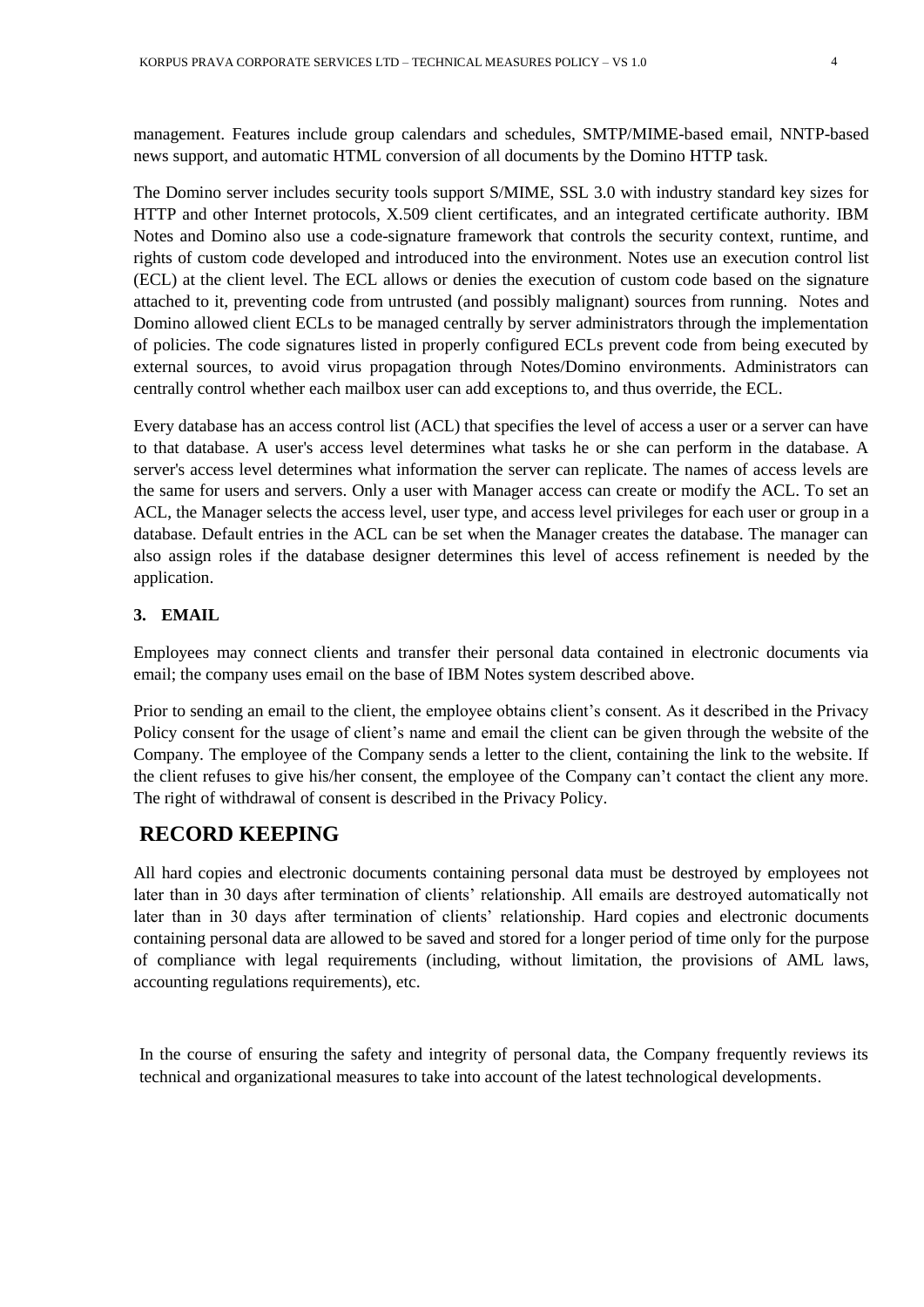management. Features include group calendars and schedules, SMTP/MIME-based email, NNTP-based news support, and automatic HTML conversion of all documents by the Domino HTTP task.

The Domino server includes security tools support S/MIME, SSL 3.0 with industry standard key sizes for HTTP and other Internet protocols, X.509 client certificates, and an integrated certificate authority. IBM Notes and Domino also use a code-signature framework that controls the security context, runtime, and rights of custom code developed and introduced into the environment. Notes use an execution control list (ECL) at the client level. The ECL allows or denies the execution of custom code based on the signature attached to it, preventing code from untrusted (and possibly malignant) sources from running. Notes and Domino allowed client ECLs to be managed centrally by server administrators through the implementation of policies. The code signatures listed in properly configured ECLs prevent code from being executed by external sources, to avoid virus propagation through Notes/Domino environments. Administrators can centrally control whether each mailbox user can add exceptions to, and thus override, the ECL.

Every database has an access control list (ACL) that specifies the level of access a user or a server can have to that database. A user's access level determines what tasks he or she can perform in the database. A server's access level determines what information the server can replicate. The names of access levels are the same for users and servers. Only a user with Manager access can create or modify the ACL. To set an ACL, the Manager selects the access level, user type, and access level privileges for each user or group in a database. Default entries in the ACL can be set when the Manager creates the database. The manager can also assign roles if the database designer determines this level of access refinement is needed by the application.

### 3. EMAIL

Employees may connect clients and transfer their personal data contained in electronic documents via email; the company uses email on the base of IBM Notes system described above.

Prior to sending an email to the client, the employee obtains client's consent. As it described in the Privacy Policy consent for the usage of client's name and email the client can be given through the website of the Company. The employee of the Company sends a letter to the client, containing the link to the website. If the client refuses to give his/her consent, the employee of the Company can't contact the client any more. The right of withdrawal of consent is described in the Privacy Policy.

## RECORD KEEPING

All hard copies and electronic documents containing personal data must be destroyed by employees not later than in 30 days after termination of clients' relationship. All emails are destroyed automatically not later than in 30 days after termination of clients' relationship. Hard copies and electronic documents containing personal data are allowed to be saved and stored for a longer period of time only for the purpose of compliance with legal requirements (including, without limitation, the provisions of AML laws, accounting regulations requirements), etc.

In the course of ensuring the safety and integrity of personal data, the Company frequently reviews its technical and organizational measures to take into account of the latest technological developments.